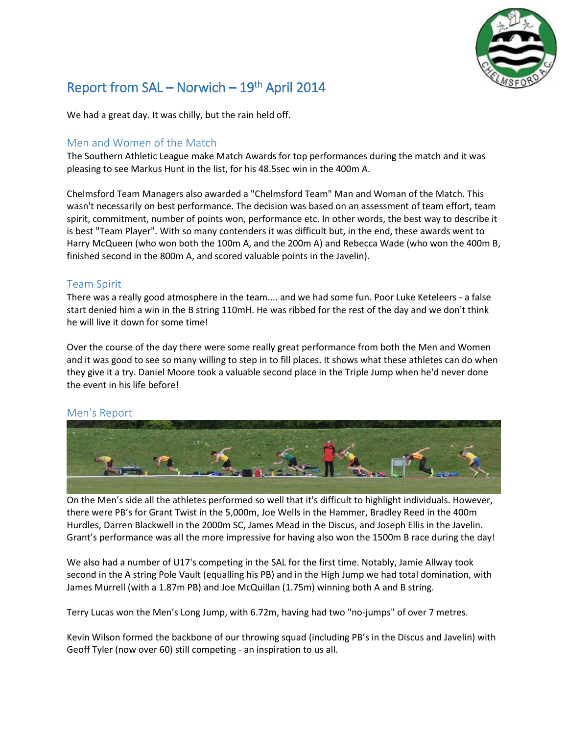# Report from SAL – Norwich – 19th April 2014

We had a great day. It was chilly, but the rain held off.

## Men and Women of the Match

The Southern Athletic League make Match Awards for top performances during the match and it was pleasing to see Markus Hunt in the list, for his 48.5sec win in the 400m A.

Chelmsford Team Managers also awarded a "Chelmsford Team" Man and Woman of the Match. This wasn't necessarily on best performance. The decision was based on an assessment of team effort, team spirit, commitment, number of points won, performance etc. In other words, the best way to describe it is best "Team Player". With so many contenders it was difficult but, in the end, these awards went to Harry McQueen (who won both the 100m A, and the 200m A) and Rebecca Wade (who won the 400m B, finished second in the 800m A, and scored valuable points in the Javelin).

## Team Spirit

There was a really good atmosphere in the team.... and we had some fun. Poor Luke Keteleers - a false start denied him a win in the B string 110mH. He was ribbed for the rest of the day and we don't think he will live it down for some time!

Over the course of the day there were some really great performance from both the Men and Women and it was good to see so many willing to step in to fill places. It shows what these athletes can do when they give it a try. Daniel Moore took a valuable second place in the Triple Jump when he'd never done the event in his life before!

## Men's Report

On the Men's side all the athletes performed so well that it's difficult to highlight individuals. However, there were PB's for Grant Twist in the 5,000m, Joe Wells in the Hammer, Bradley Reed in the 400m Hurdles, Darren Blackwell in the 2000m SC, James Mead in the Discus, and Joseph Ellis in the Javelin. Grant's performance was all the more impressive for having also won the 1500m B race during the day!

We also had a number of U17's competing in the SAL for the first time. Notably, Jamie Allway took second in the A string Pole Vault (equalling his PB) and in the High Jump we had total domination, with James Murrell (with a 1.87m PB) and Joe McQuillan (1.75m) winning both A and B string.

Terry Lucas won the Men's Long Jump, with 6.72m, having had two "no-jumps" of over 7 metres.

Kevin Wilson formed the backbone of our throwing squad (including PB's in the Discus and Javelin) with Geoff Tyler (now over 60) still competing - an inspiration to us all.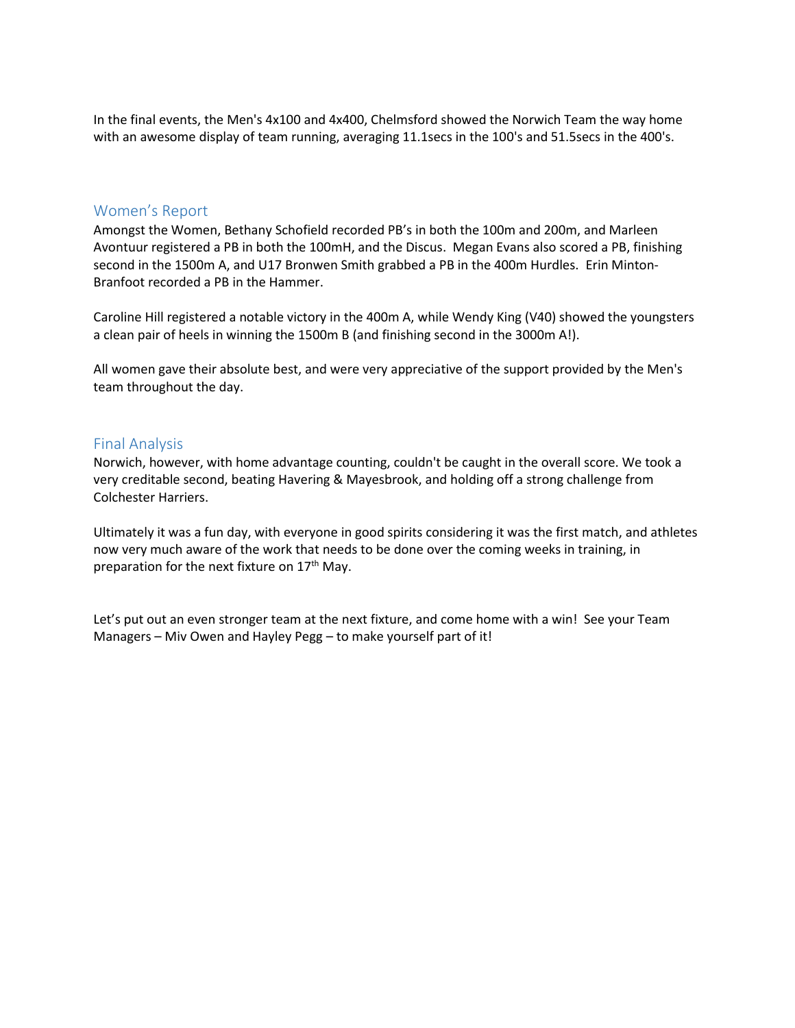In the final events, the Men's 4x100 and 4x400, Chelmsford showed the Norwich Team the way home with an awesome display of team running, averaging 11.1secs in the 100's and 51.5secs in the 400's.

## Women's Report

Amongst the Women, Bethany Schofield recorded PB's in both the 100m and 200m, and Marleen Avontuur registered a PB in both the 100mH, and the Discus. Megan Evans also scored a PB, finishing second in the 1500m A, and U17 Bronwen Smith grabbed a PB in the 400m Hurdles. Erin Minton-Branfoot recorded a PB in the Hammer.

Caroline Hill registered a notable victory in the 400m A, while Wendy King (V40) showed the youngsters a clean pair of heels in winning the 1500m B (and finishing second in the 3000m A!).

All women gave their absolute best, and were very appreciative of the support provided by the Men's team throughout the day.

## Final Analysis

Norwich, however, with home advantage counting, couldn't be caught in the overall score. We took a very creditable second, beating Havering & Mayesbrook, and holding off a strong challenge from Colchester Harriers.

Ultimately it was a fun day, with everyone in good spirits considering it was the first match, and athletes now very much aware of the work that needs to be done over the coming weeks in training, in preparation for the next fixture on 17th May.

Let's put out an even stronger team at the next fixture, and come home with a win! See your Team Managers – Miv Owen and Hayley Pegg – to make yourself part of it!